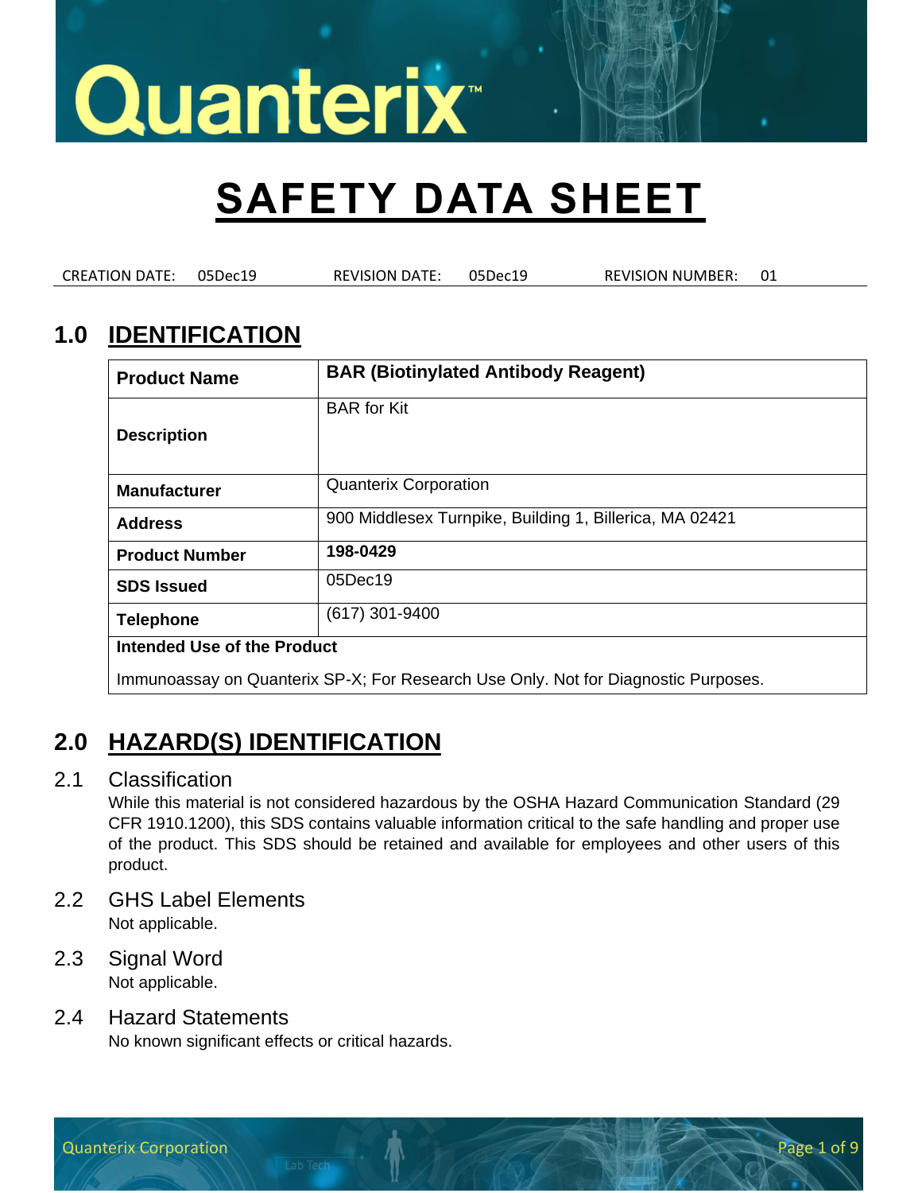# Quanterix™

# SAFETY DATA SHEET

CREATION DATE: 05Dec19 REVISION DATE: 05Dec19 REVISION NUMBER: 01

## 1.0 IDENTIFICATION

| Product Name | **BAR (Biotinylated Antibody Reagent)** |
|---|---|
| Description | BAR for Kit |
| Manufacturer | Quanterix Corporation |
| Address | 900 Middlesex Turnpike, Building 1, Billerica, MA 02421 |
| Product Number | **198-0429** |
| SDS Issued | 05Dec19 |
| Telephone | (617) 301-9400 |
| **Intended Use of the Product** | |
| Immunoassay on Quanterix SP-X; For Research Use Only. Not for Diagnostic Purposes. | |

## 2.0 HAZARD(S) IDENTIFICATION

### 2.1 Classification

While this material is not considered hazardous by the OSHA Hazard Communication Standard (29 CFR 1910.1200), this SDS contains valuable information critical to the safe handling and proper use of the product. This SDS should be retained and available for employees and other users of this product.

### 2.2 GHS Label Elements

Not applicable.

### 2.3 Signal Word

Not applicable.

### 2.4 Hazard Statements

No known significant effects or critical hazards.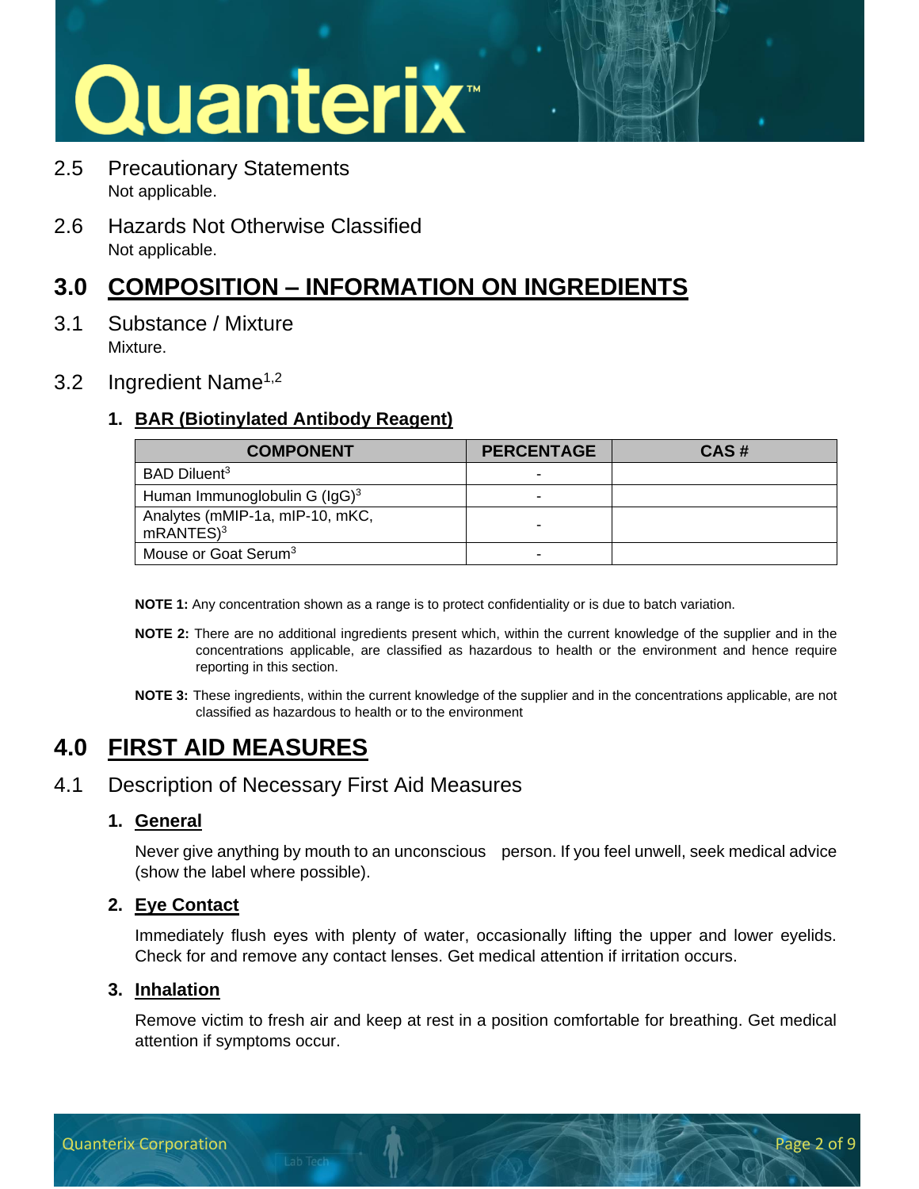### 2.5 Precautionary Statements

Not applicable.

### 2.6 Hazards Not Otherwise Classified

Not applicable.

## 3.0 COMPOSITION – INFORMATION ON INGREDIENTS

### 3.1 Substance / Mixture

Mixture.

### 3.2 Ingredient Name[1,2]

**1. BAR (Biotinylated Antibody Reagent)**

| COMPONENT | PERCENTAGE | CAS # |
| --- | --- | --- |
| BAD Diluent[3] | - | |
| Human Immunoglobulin G (IgG)[3] | - | |
| Analytes (mMIP-1a, mIP-10, mKC, mRANTES)[3] | - | |
| Mouse or Goat Serum[3] | - | |

**NOTE 1:** Any concentration shown as a range is to protect confidentiality or is due to batch variation.

**NOTE 2:** There are no additional ingredients present which, within the current knowledge of the supplier and in the concentrations applicable, are classified as hazardous to health or the environment and hence require reporting in this section.

**NOTE 3:** These ingredients, within the current knowledge of the supplier and in the concentrations applicable, are not classified as hazardous to health or to the environment

## 4.0 FIRST AID MEASURES

### 4.1 Description of Necessary First Aid Measures

**1. General**

Never give anything by mouth to an unconscious person. If you feel unwell, seek medical advice (show the label where possible).

**2. Eye Contact**

Immediately flush eyes with plenty of water, occasionally lifting the upper and lower eyelids. Check for and remove any contact lenses. Get medical attention if irritation occurs.

**3. Inhalation**

Remove victim to fresh air and keep at rest in a position comfortable for breathing. Get medical attention if symptoms occur.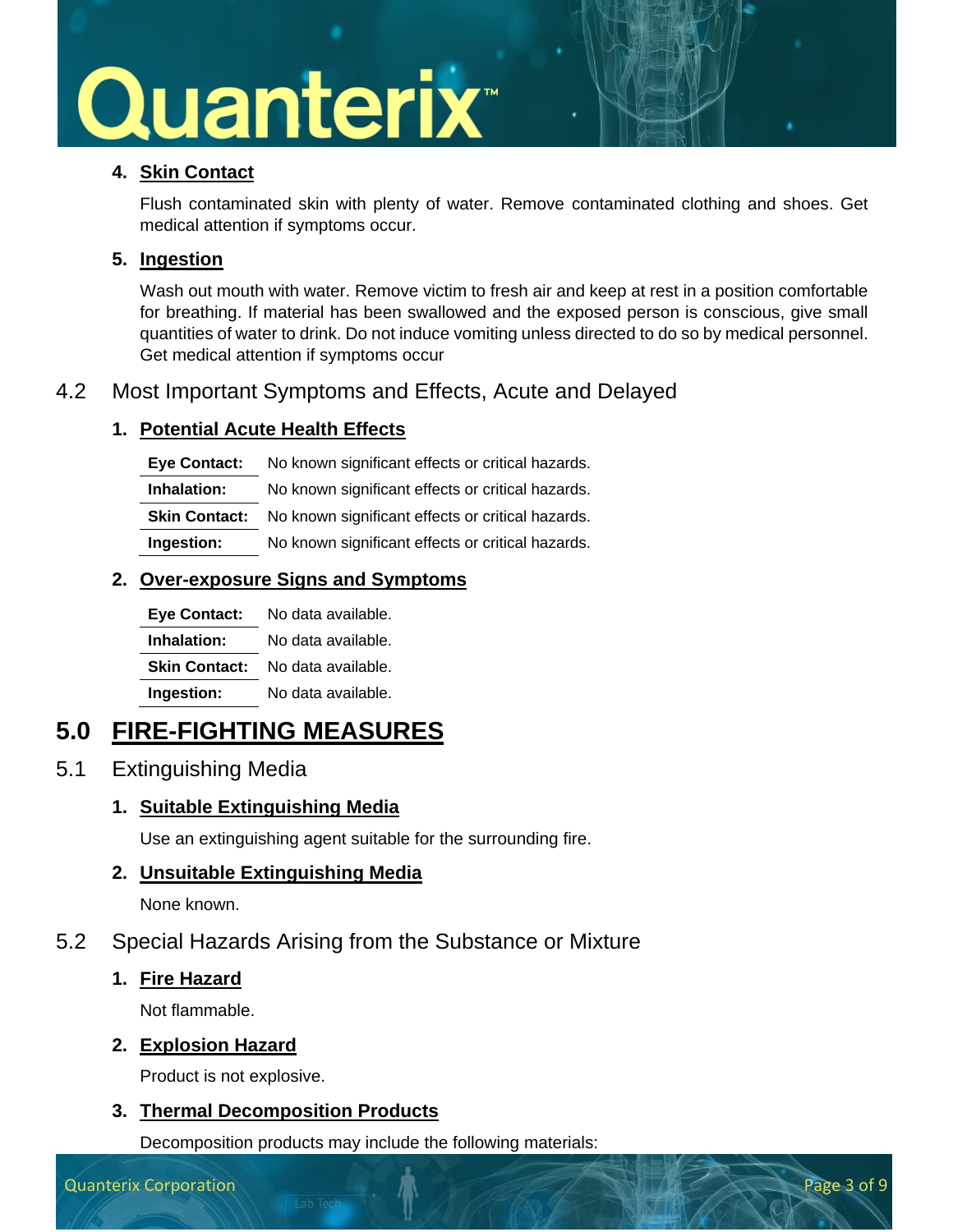4. **Skin Contact**

   Flush contaminated skin with plenty of water. Remove contaminated clothing and shoes. Get medical attention if symptoms occur.

5. **Ingestion**

   Wash out mouth with water. Remove victim to fresh air and keep at rest in a position comfortable for breathing. If material has been swallowed and the exposed person is conscious, give small quantities of water to drink. Do not induce vomiting unless directed to do so by medical personnel. Get medical attention if symptoms occur

## 4.2 Most Important Symptoms and Effects, Acute and Delayed

1. **Potential Acute Health Effects**

| | |
|---|---|
| **Eye Contact:** | No known significant effects or critical hazards. |
| **Inhalation:** | No known significant effects or critical hazards. |
| **Skin Contact:** | No known significant effects or critical hazards. |
| **Ingestion:** | No known significant effects or critical hazards. |

2. **Over-exposure Signs and Symptoms**

| | |
|---|---|
| **Eye Contact:** | No data available. |
| **Inhalation:** | No data available. |
| **Skin Contact:** | No data available. |
| **Ingestion:** | No data available. |

# 5.0 FIRE-FIGHTING MEASURES

## 5.1 Extinguishing Media

1. **Suitable Extinguishing Media**

   Use an extinguishing agent suitable for the surrounding fire.

2. **Unsuitable Extinguishing Media**

   None known.

## 5.2 Special Hazards Arising from the Substance or Mixture

1. **Fire Hazard**

   Not flammable.

2. **Explosion Hazard**

   Product is not explosive.

3. **Thermal Decomposition Products**

   Decomposition products may include the following materials: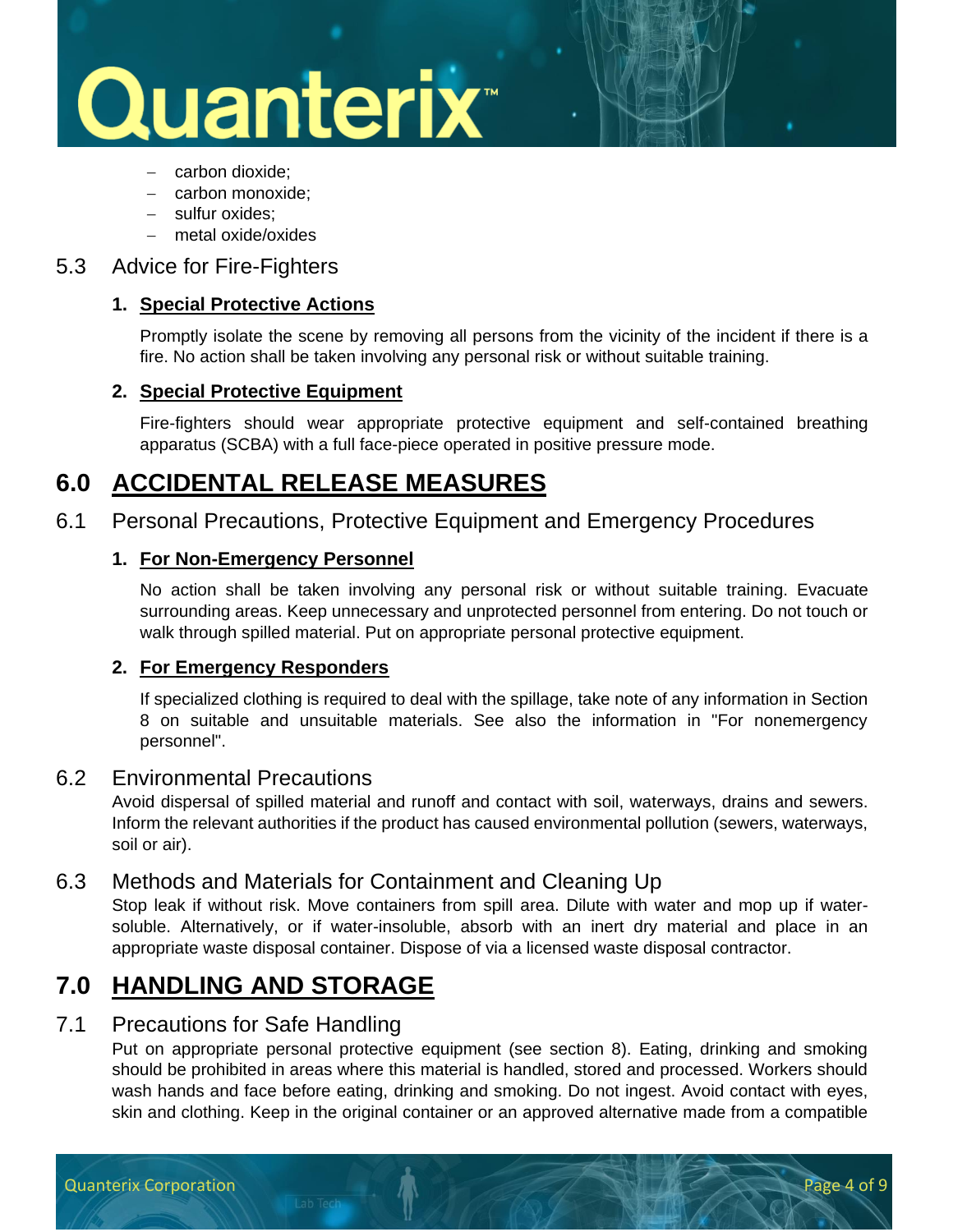- carbon dioxide;
- carbon monoxide;
- sulfur oxides;
- metal oxide/oxides

### 5.3 Advice for Fire-Fighters

1. **Special Protective Actions**

   Promptly isolate the scene by removing all persons from the vicinity of the incident if there is a fire. No action shall be taken involving any personal risk or without suitable training.

2. **Special Protective Equipment**

   Fire-fighters should wear appropriate protective equipment and self-contained breathing apparatus (SCBA) with a full face-piece operated in positive pressure mode.

## 6.0 ACCIDENTAL RELEASE MEASURES

### 6.1 Personal Precautions, Protective Equipment and Emergency Procedures

1. **For Non-Emergency Personnel**

   No action shall be taken involving any personal risk or without suitable training. Evacuate surrounding areas. Keep unnecessary and unprotected personnel from entering. Do not touch or walk through spilled material. Put on appropriate personal protective equipment.

2. **For Emergency Responders**

   If specialized clothing is required to deal with the spillage, take note of any information in Section 8 on suitable and unsuitable materials. See also the information in "For nonemergency personnel".

### 6.2 Environmental Precautions

Avoid dispersal of spilled material and runoff and contact with soil, waterways, drains and sewers. Inform the relevant authorities if the product has caused environmental pollution (sewers, waterways, soil or air).

### 6.3 Methods and Materials for Containment and Cleaning Up

Stop leak if without risk. Move containers from spill area. Dilute with water and mop up if water-soluble. Alternatively, or if water-insoluble, absorb with an inert dry material and place in an appropriate waste disposal container. Dispose of via a licensed waste disposal contractor.

## 7.0 HANDLING AND STORAGE

### 7.1 Precautions for Safe Handling

Put on appropriate personal protective equipment (see section 8). Eating, drinking and smoking should be prohibited in areas where this material is handled, stored and processed. Workers should wash hands and face before eating, drinking and smoking. Do not ingest. Avoid contact with eyes, skin and clothing. Keep in the original container or an approved alternative made from a compatible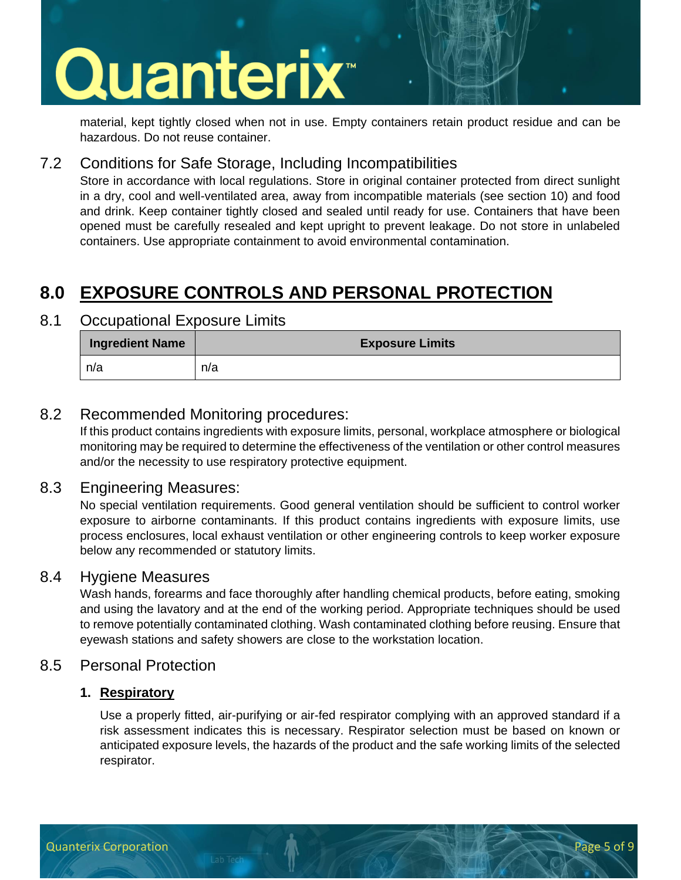material, kept tightly closed when not in use. Empty containers retain product residue and can be hazardous. Do not reuse container.

### 7.2 Conditions for Safe Storage, Including Incompatibilities

Store in accordance with local regulations. Store in original container protected from direct sunlight in a dry, cool and well-ventilated area, away from incompatible materials (see section 10) and food and drink. Keep container tightly closed and sealed until ready for use. Containers that have been opened must be carefully resealed and kept upright to prevent leakage. Do not store in unlabeled containers. Use appropriate containment to avoid environmental contamination.

## 8.0 EXPOSURE CONTROLS AND PERSONAL PROTECTION

### 8.1 Occupational Exposure Limits

| Ingredient Name | Exposure Limits |
|---|---|
| n/a | n/a |

### 8.2 Recommended Monitoring procedures:

If this product contains ingredients with exposure limits, personal, workplace atmosphere or biological monitoring may be required to determine the effectiveness of the ventilation or other control measures and/or the necessity to use respiratory protective equipment.

### 8.3 Engineering Measures:

No special ventilation requirements. Good general ventilation should be sufficient to control worker exposure to airborne contaminants. If this product contains ingredients with exposure limits, use process enclosures, local exhaust ventilation or other engineering controls to keep worker exposure below any recommended or statutory limits.

### 8.4 Hygiene Measures

Wash hands, forearms and face thoroughly after handling chemical products, before eating, smoking and using the lavatory and at the end of the working period. Appropriate techniques should be used to remove potentially contaminated clothing. Wash contaminated clothing before reusing. Ensure that eyewash stations and safety showers are close to the workstation location.

### 8.5 Personal Protection

1. **Respiratory**

   Use a properly fitted, air-purifying or air-fed respirator complying with an approved standard if a risk assessment indicates this is necessary. Respirator selection must be based on known or anticipated exposure levels, the hazards of the product and the safe working limits of the selected respirator.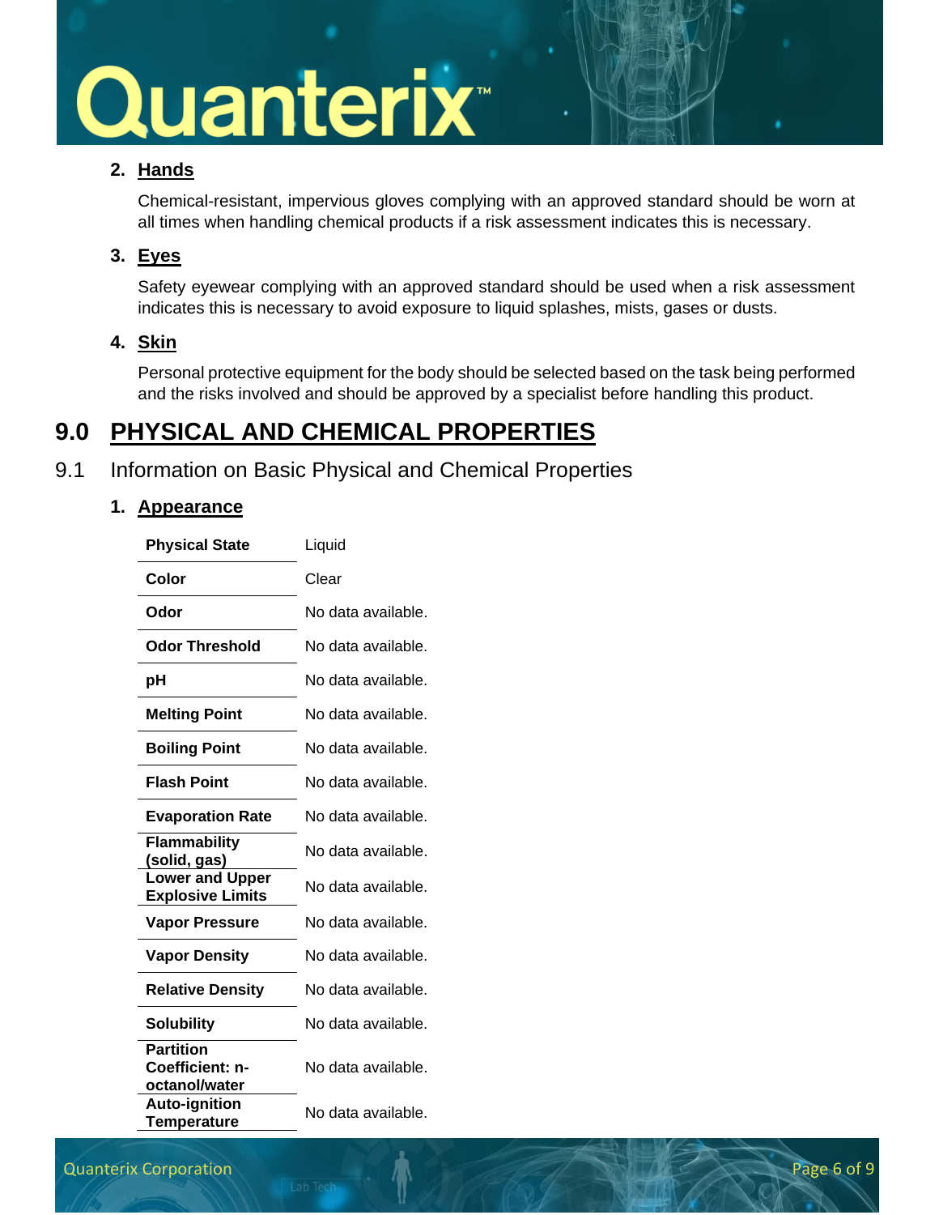2. **Hands**

   Chemical-resistant, impervious gloves complying with an approved standard should be worn at all times when handling chemical products if a risk assessment indicates this is necessary.

3. **Eyes**

   Safety eyewear complying with an approved standard should be used when a risk assessment indicates this is necessary to avoid exposure to liquid splashes, mists, gases or dusts.

4. **Skin**

   Personal protective equipment for the body should be selected based on the task being performed and the risks involved and should be approved by a specialist before handling this product.

# 9.0 PHYSICAL AND CHEMICAL PROPERTIES

## 9.1 Information on Basic Physical and Chemical Properties

1. **Appearance**

| | |
|---|---|
| **Physical State** | Liquid |
| **Color** | Clear |
| **Odor** | No data available. |
| **Odor Threshold** | No data available. |
| **pH** | No data available. |
| **Melting Point** | No data available. |
| **Boiling Point** | No data available. |
| **Flash Point** | No data available. |
| **Evaporation Rate** | No data available. |
| **Flammability (solid, gas)** | No data available. |
| **Lower and Upper Explosive Limits** | No data available. |
| **Vapor Pressure** | No data available. |
| **Vapor Density** | No data available. |
| **Relative Density** | No data available. |
| **Solubility** | No data available. |
| **Partition Coefficient: n-octanol/water** | No data available. |
| **Auto-ignition Temperature** | No data available. |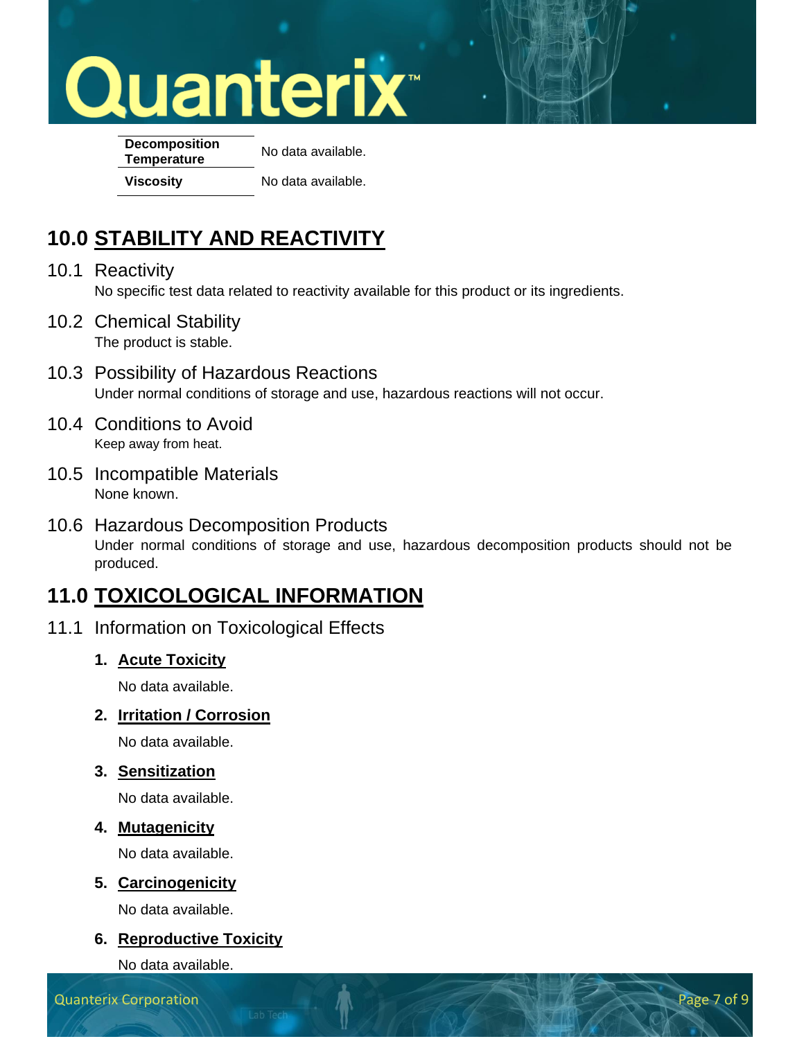| | |
|---|---|
| **Decomposition Temperature** | No data available. |
| **Viscosity** | No data available. |

## 10.0 STABILITY AND REACTIVITY

### 10.1 Reactivity

No specific test data related to reactivity available for this product or its ingredients.

### 10.2 Chemical Stability

The product is stable.

### 10.3 Possibility of Hazardous Reactions

Under normal conditions of storage and use, hazardous reactions will not occur.

### 10.4 Conditions to Avoid

Keep away from heat.

### 10.5 Incompatible Materials

None known.

### 10.6 Hazardous Decomposition Products

Under normal conditions of storage and use, hazardous decomposition products should not be produced.

## 11.0 TOXICOLOGICAL INFORMATION

### 11.1 Information on Toxicological Effects

1. **Acute Toxicity**

   No data available.

2. **Irritation / Corrosion**

   No data available.

3. **Sensitization**

   No data available.

4. **Mutagenicity**

   No data available.

5. **Carcinogenicity**

   No data available.

6. **Reproductive Toxicity**

   No data available.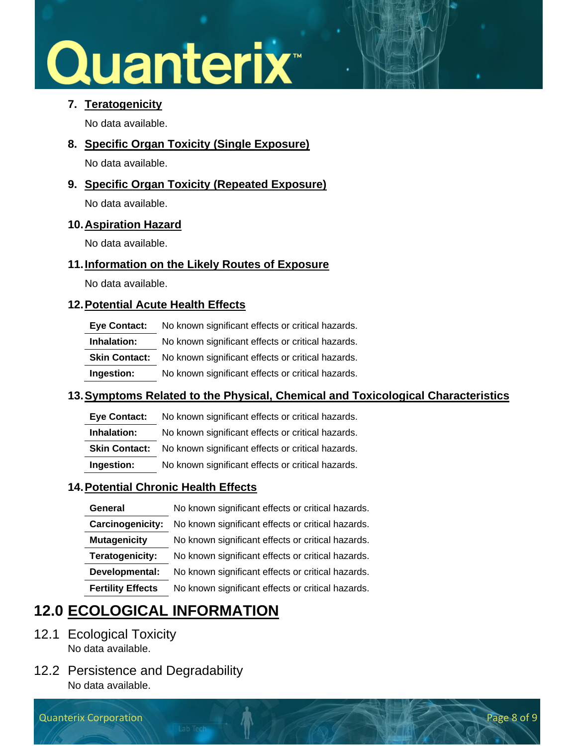7. **Teratogenicity**

   No data available.

8. **Specific Organ Toxicity (Single Exposure)**

   No data available.

9. **Specific Organ Toxicity (Repeated Exposure)**

   No data available.

10. **Aspiration Hazard**

    No data available.

11. **Information on the Likely Routes of Exposure**

    No data available.

12. **Potential Acute Health Effects**

| | |
|---|---|
| **Eye Contact:** | No known significant effects or critical hazards. |
| **Inhalation:** | No known significant effects or critical hazards. |
| **Skin Contact:** | No known significant effects or critical hazards. |
| **Ingestion:** | No known significant effects or critical hazards. |

13. **Symptoms Related to the Physical, Chemical and Toxicological Characteristics**

| | |
|---|---|
| **Eye Contact:** | No known significant effects or critical hazards. |
| **Inhalation:** | No known significant effects or critical hazards. |
| **Skin Contact:** | No known significant effects or critical hazards. |
| **Ingestion:** | No known significant effects or critical hazards. |

14. **Potential Chronic Health Effects**

| | |
|---|---|
| **General** | No known significant effects or critical hazards. |
| **Carcinogenicity:** | No known significant effects or critical hazards. |
| **Mutagenicity** | No known significant effects or critical hazards. |
| **Teratogenicity:** | No known significant effects or critical hazards. |
| **Developmental:** | No known significant effects or critical hazards. |
| **Fertility Effects** | No known significant effects or critical hazards. |

# 12.0 ECOLOGICAL INFORMATION

## 12.1 Ecological Toxicity

No data available.

## 12.2 Persistence and Degradability

No data available.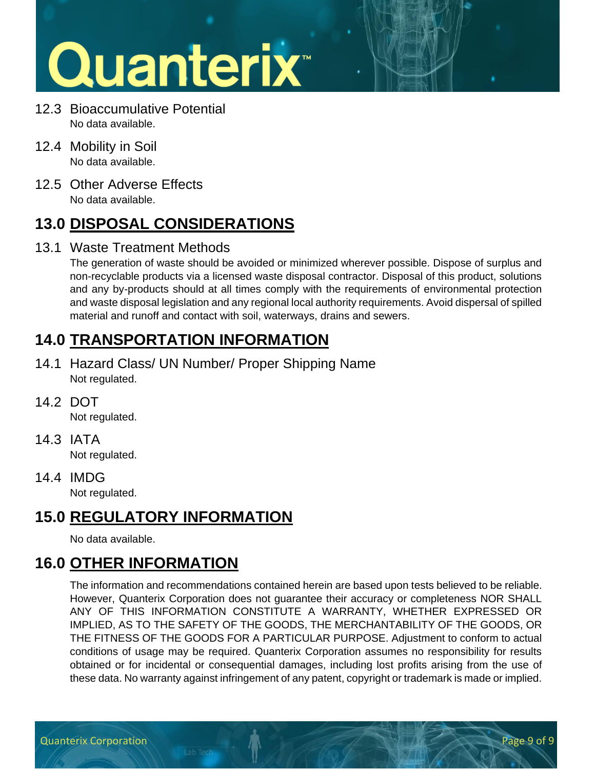### 12.3 Bioaccumulative Potential

No data available.

### 12.4 Mobility in Soil

No data available.

### 12.5 Other Adverse Effects

No data available.

## 13.0 DISPOSAL CONSIDERATIONS

### 13.1 Waste Treatment Methods

The generation of waste should be avoided or minimized wherever possible. Dispose of surplus and non-recyclable products via a licensed waste disposal contractor. Disposal of this product, solutions and any by-products should at all times comply with the requirements of environmental protection and waste disposal legislation and any regional local authority requirements. Avoid dispersal of spilled material and runoff and contact with soil, waterways, drains and sewers.

## 14.0 TRANSPORTATION INFORMATION

### 14.1 Hazard Class/ UN Number/ Proper Shipping Name

Not regulated.

### 14.2 DOT

Not regulated.

### 14.3 IATA

Not regulated.

### 14.4 IMDG

Not regulated.

## 15.0 REGULATORY INFORMATION

No data available.

## 16.0 OTHER INFORMATION

The information and recommendations contained herein are based upon tests believed to be reliable. However, Quanterix Corporation does not guarantee their accuracy or completeness NOR SHALL ANY OF THIS INFORMATION CONSTITUTE A WARRANTY, WHETHER EXPRESSED OR IMPLIED, AS TO THE SAFETY OF THE GOODS, THE MERCHANTABILITY OF THE GOODS, OR THE FITNESS OF THE GOODS FOR A PARTICULAR PURPOSE. Adjustment to conform to actual conditions of usage may be required. Quanterix Corporation assumes no responsibility for results obtained or for incidental or consequential damages, including lost profits arising from the use of these data. No warranty against infringement of any patent, copyright or trademark is made or implied.